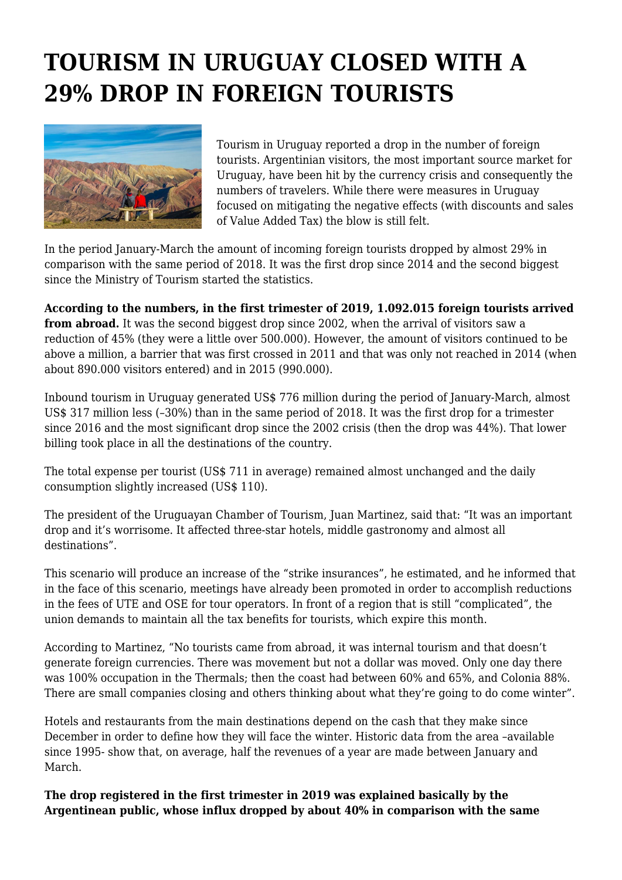# TOURISM IN URUGUAY CLOSED WITH A 29% DROP IN FOREIGN TOURISTS

Tourism in Uruguay reported a drop in the number of foreign tourists. Argentinian visitors, the most important source market for Uruguay, have been hit by the currency crisis and consequently the numbers of travelers. While there were measures in Uruguay focused on mitigating the negative effects (with discounts and sales of Value Added Tax) the blow is still felt.

In the period January-March the amount of incoming foreign tourists dropped by almost 29% in comparison with the same period of 2018. It was the first drop since 2014 and the second biggest since the Ministry of Tourism started the statistics.

**According to the numbers, in the first trimester of 2019, 1.092.015 foreign tourists arrived from abroad.** It was the second biggest drop since 2002, when the arrival of visitors saw a reduction of 45% (they were a little over 500.000). However, the amount of visitors continued to be above a million, a barrier that was first crossed in 2011 and that was only not reached in 2014 (when about 890.000 visitors entered) and in 2015 (990.000).

Inbound tourism in Uruguay generated US$ 776 million during the period of January-March, almost US$ 317 million less (–30%) than in the same period of 2018. It was the first drop for a trimester since 2016 and the most significant drop since the 2002 crisis (then the drop was 44%). That lower billing took place in all the destinations of the country.

The total expense per tourist (US$ 711 in average) remained almost unchanged and the daily consumption slightly increased (US$ 110).

The president of the Uruguayan Chamber of Tourism, Juan Martinez, said that: "It was an important drop and it's worrisome. It affected three-star hotels, middle gastronomy and almost all destinations".

This scenario will produce an increase of the "strike insurances", he estimated, and he informed that in the face of this scenario, meetings have already been promoted in order to accomplish reductions in the fees of UTE and OSE for tour operators. In front of a region that is still "complicated", the union demands to maintain all the tax benefits for tourists, which expire this month.

According to Martinez, "No tourists came from abroad, it was internal tourism and that doesn't generate foreign currencies. There was movement but not a dollar was moved. Only one day there was 100% occupation in the Thermals; then the coast had between 60% and 65%, and Colonia 88%. There are small companies closing and others thinking about what they're going to do come winter".

Hotels and restaurants from the main destinations depend on the cash that they make since December in order to define how they will face the winter. Historic data from the area –available since 1995- show that, on average, half the revenues of a year are made between January and March.

**The drop registered in the first trimester in 2019 was explained basically by the Argentinean public, whose influx dropped by about 40% in comparison with the same**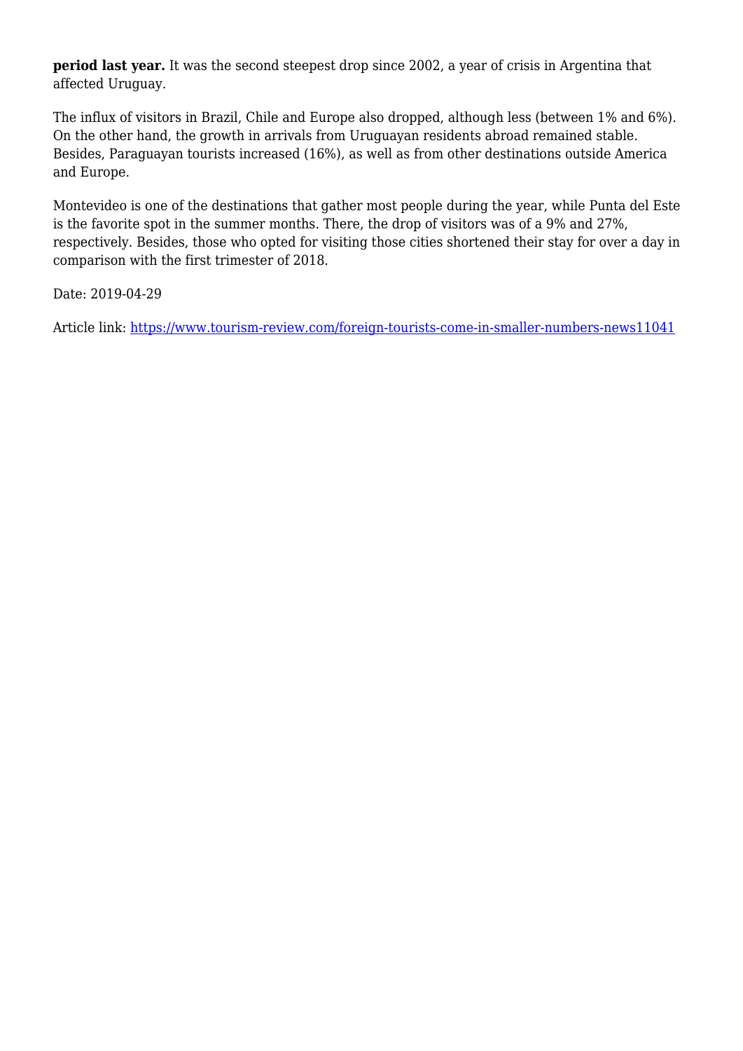**period last year.** It was the second steepest drop since 2002, a year of crisis in Argentina that affected Uruguay.

The influx of visitors in Brazil, Chile and Europe also dropped, although less (between 1% and 6%). On the other hand, the growth in arrivals from Uruguayan residents abroad remained stable. Besides, Paraguayan tourists increased (16%), as well as from other destinations outside America and Europe.

Montevideo is one of the destinations that gather most people during the year, while Punta del Este is the favorite spot in the summer months. There, the drop of visitors was of a 9% and 27%, respectively. Besides, those who opted for visiting those cities shortened their stay for over a day in comparison with the first trimester of 2018.

Date: 2019-04-29

Article link: https://www.tourism-review.com/foreign-tourists-come-in-smaller-numbers-news11041